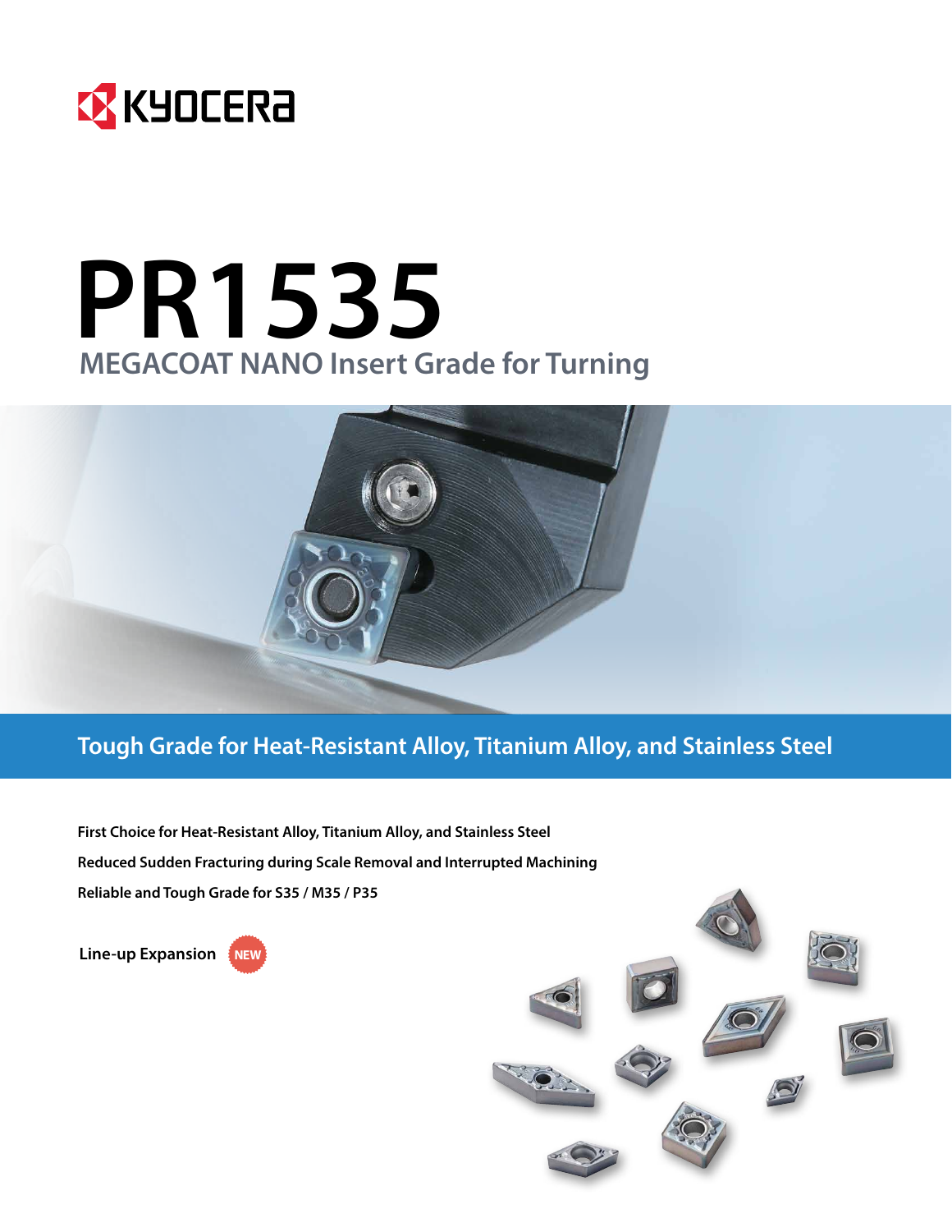KYOCERA

# PR1535

## MEGACOAT NANO Insert Grade for Turning

### Tough Grade for Heat-Resistant Alloy, Titanium Alloy, and Stainless Steel

**First Choice for Heat-Resistant Alloy, Titanium Alloy, and Stainless Steel**

**Reduced Sudden Fracturing during Scale Removal and Interrupted Machining**

**Reliable and Tough Grade for S35 / M35 / P35**

**Line-up Expansion** NEW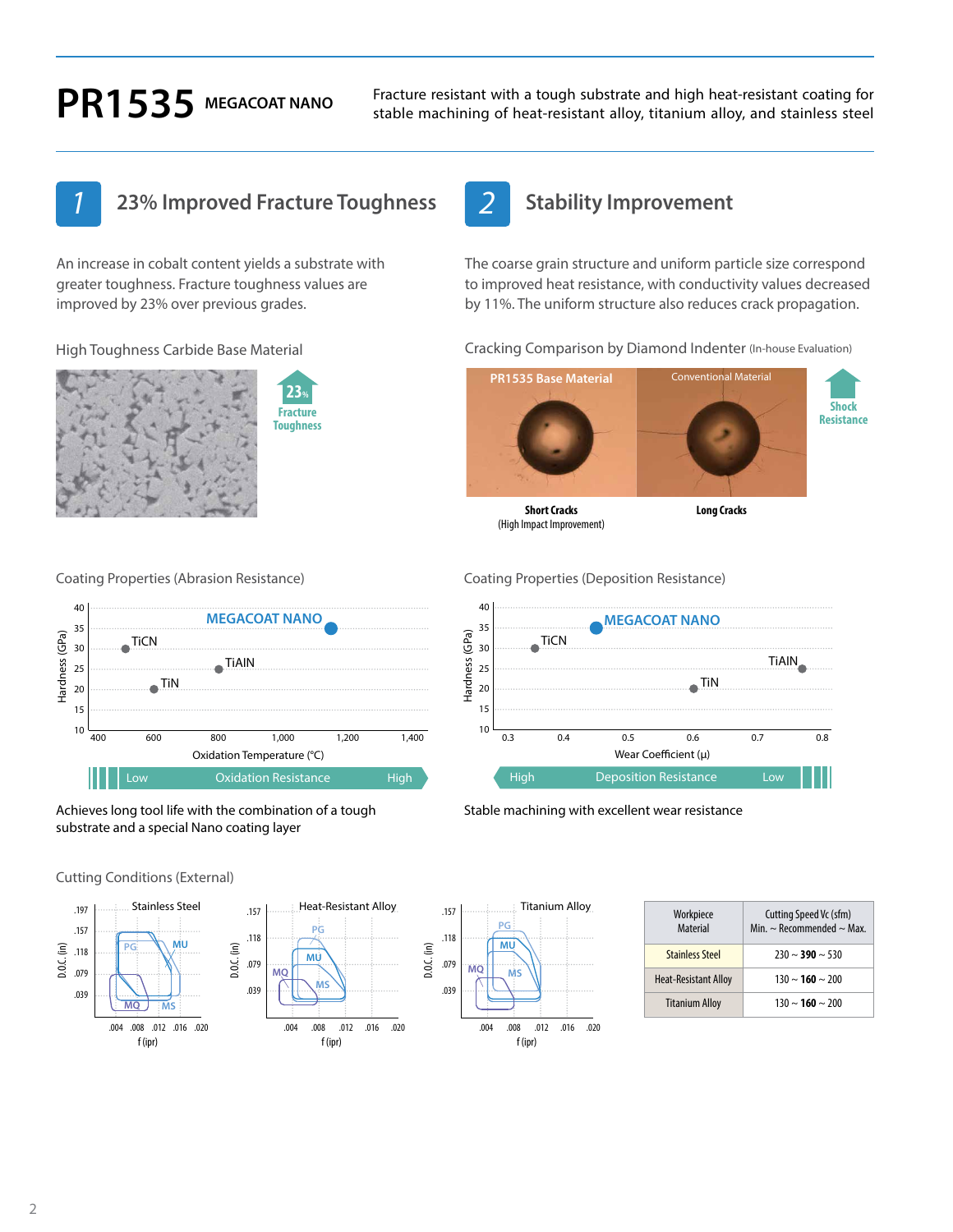# PR1535 MEGACOAT NANO

Fracture resistant with a tough substrate and high heat-resistant coating for stable machining of heat-resistant alloy, titanium alloy, and stainless steel

## 1 23% Improved Fracture Toughness

An increase in cobalt content yields a substrate with greater toughness. Fracture toughness values are improved by 23% over previous grades.

High Toughness Carbide Base Material

23% Fracture Toughness

## 2 Stability Improvement

The coarse grain structure and uniform particle size correspond to improved heat resistance, with conductivity values decreased by 11%. The uniform structure also reduces crack propagation.

Cracking Comparison by Diamond Indenter (In-house Evaluation)

PR1535 Base Material — Short Cracks (High Impact Improvement)

Conventional Material — Long Cracks

Shock Resistance

Coating Properties (Abrasion Resistance)

Hardness (GPa) vs. Oxidation Temperature (°C): MEGACOAT NANO, TiCN, TiAlN, TiN

Low — Oxidation Resistance — High

Achieves long tool life with the combination of a tough substrate and a special Nano coating layer

Coating Properties (Deposition Resistance)

Hardness (GPa) vs. Wear Coefficient (μ): MEGACOAT NANO, TiCN, TiAlN, TiN

High — Deposition Resistance — Low

Stable machining with excellent wear resistance

Cutting Conditions (External)

Stainless Steel / Heat-Resistant Alloy / Titanium Alloy — D.O.C. (in) vs. f (ipr): PG, MU, MQ, MS

| Workpiece Material | Cutting Speed Vc (sfm) Min. ~ Recommended ~ Max. |
|---|---|
| Stainless Steel | 230 ~ **390** ~ 530 |
| Heat-Resistant Alloy | 130 ~ **160** ~ 200 |
| Titanium Alloy | 130 ~ **160** ~ 200 |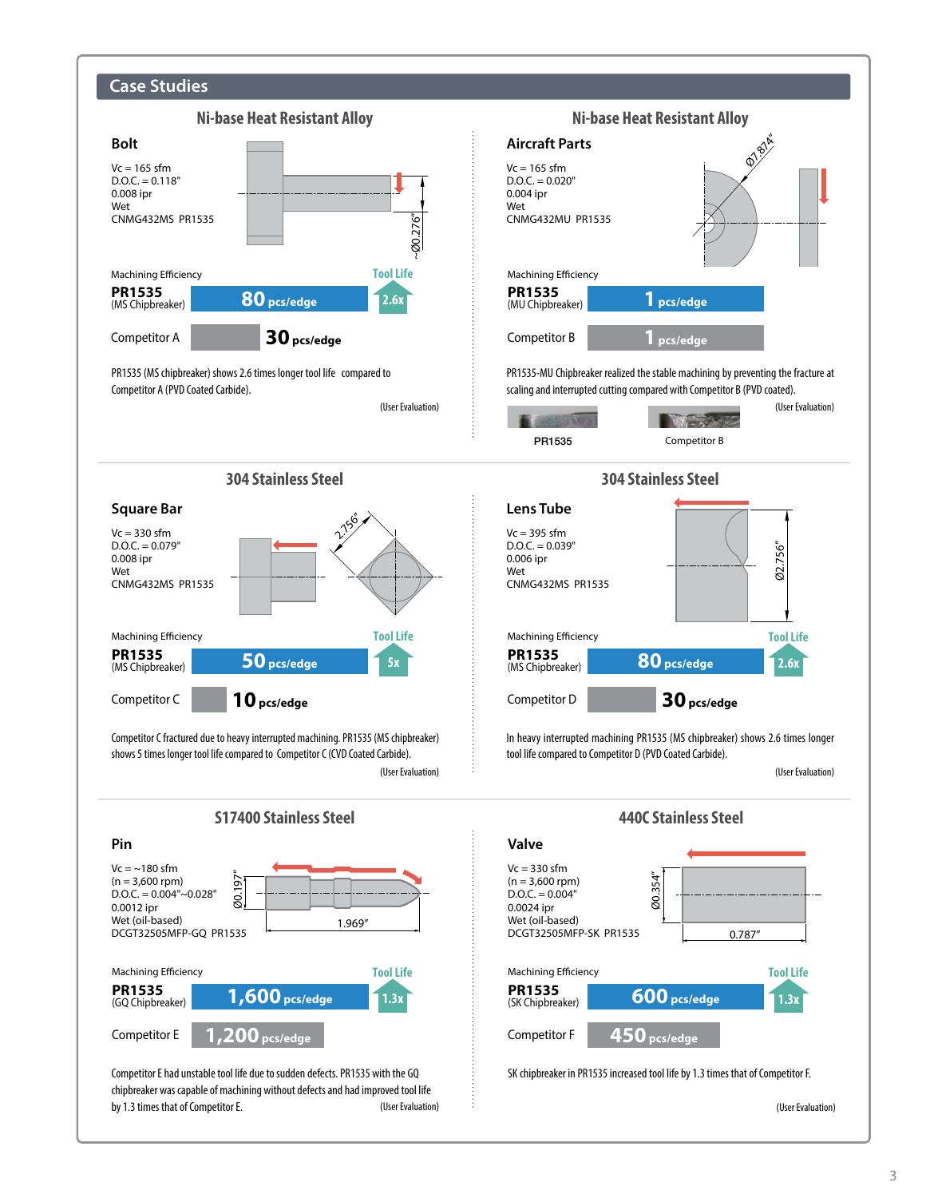## Case Studies

### Ni-base Heat Resistant Alloy

#### Bolt

Vc = 165 sfm
D.O.C. = 0.118"
0.008 ipr
Wet
CNMG432MS PR1535

~Ø0.276"

Machining Efficiency

| | Machining Efficiency | Tool Life |
|---|---|---|
| **PR1535** (MS Chipbreaker) | 80 pcs/edge | 2.6x |
| Competitor A | 30 pcs/edge | |

PR1535 (MS chipbreaker) shows 2.6 times longer tool life compared to Competitor A (PVD Coated Carbide).

(User Evaluation)

### Ni-base Heat Resistant Alloy

#### Aircraft Parts

Vc = 165 sfm
D.O.C. = 0.020"
0.004 ipr
Wet
CNMG432MU PR1535

Ø7.874"

Machining Efficiency

| | Machining Efficiency |
|---|---|
| **PR1535** (MU Chipbreaker) | 1 pcs/edge |
| Competitor B | 1 pcs/edge |

PR1535-MU Chipbreaker realized the stable machining by preventing the fracture at scaling and interrupted cutting compared with Competitor B (PVD coated).

(User Evaluation)

PR1535 Competitor B

### 304 Stainless Steel

#### Square Bar

Vc = 330 sfm
D.O.C. = 0.079"
0.008 ipr
Wet
CNMG432MS PR1535

2.756"

Machining Efficiency

| | Machining Efficiency | Tool Life |
|---|---|---|
| **PR1535** (MS Chipbreaker) | 50 pcs/edge | 5x |
| Competitor C | 10 pcs/edge | |

Competitor C fractured due to heavy interrupted machining. PR1535 (MS chipbreaker) shows 5 times longer tool life compared to Competitor C (CVD Coated Carbide).

(User Evaluation)

### 304 Stainless Steel

#### Lens Tube

Vc = 395 sfm
D.O.C. = 0.039"
0.006 ipr
Wet
CNMG432MS PR1535

Ø2.756"

Machining Efficiency

| | Machining Efficiency | Tool Life |
|---|---|---|
| **PR1535** (MS Chipbreaker) | 80 pcs/edge | 2.6x |
| Competitor D | 30 pcs/edge | |

In heavy interrupted machining PR1535 (MS chipbreaker) shows 2.6 times longer tool life compared to Competitor D (PVD Coated Carbide).

(User Evaluation)

### S17400 Stainless Steel

#### Pin

Vc = ~180 sfm
(n = 3,600 rpm)
D.O.C. = 0.004"~0.028"
0.0012 ipr
Wet (oil-based)
DCGT32505MFP-GQ PR1535

Ø0.197" 1.969"

Machining Efficiency

| | Machining Efficiency | Tool Life |
|---|---|---|
| **PR1535** (GQ Chipbreaker) | 1,600 pcs/edge | 1.3x |
| Competitor E | 1,200 pcs/edge | |

Competitor E had unstable tool life due to sudden defects. PR1535 with the GQ chipbreaker was capable of machining without defects and had improved tool life by 1.3 times that of Competitor E.

(User Evaluation)

### 440C Stainless Steel

#### Valve

Vc = 330 sfm
(n = 3,600 rpm)
D.O.C. = 0.004"
0.0024 ipr
Wet (oil-based)
DCGT32505MFP-SK PR1535

Ø0.354" 0.787"

Machining Efficiency

| | Machining Efficiency | Tool Life |
|---|---|---|
| **PR1535** (SK Chipbreaker) | 600 pcs/edge | 1.3x |
| Competitor F | 450 pcs/edge | |

SK chipbreaker in PR1535 increased tool life by 1.3 times that of Competitor F.

(User Evaluation)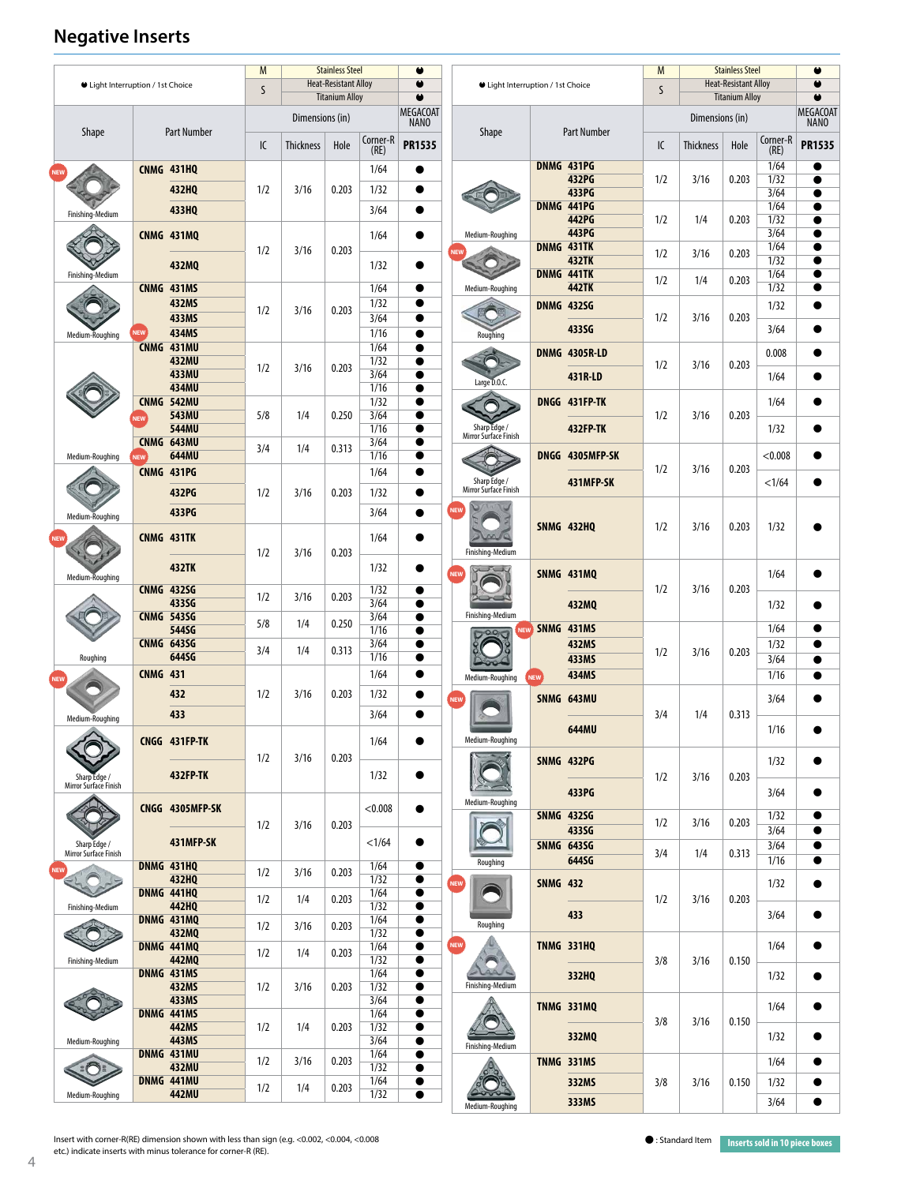# Negative Inserts

| Shape | Part Number | IC | Thickness | Hole | Corner-R (RE) | PR1535 |
|---|---|---|---|---|---|---|
| | ● Light Interruption / 1st Choice | | | | | |
| | M: Stainless Steel | | | | | ● |
| | S: Heat-Resistant Alloy | | | | | ● |
| | S: Titanium Alloy | | | | | ● |
| | | Dimensions (in) | | | | MEGACOAT NANO |
| NEW Finishing-Medium | CNMG 431HQ | 1/2 | 3/16 | 0.203 | 1/64 | ● |
| | 432HQ | 1/2 | 3/16 | 0.203 | 1/32 | ● |
| | 433HQ | 1/2 | 3/16 | 0.203 | 3/64 | ● |
| Finishing-Medium | CNMG 431MQ | 1/2 | 3/16 | 0.203 | 1/64 | ● |
| | 432MQ | 1/2 | 3/16 | 0.203 | 1/32 | ● |
| Medium-Roughing | CNMG 431MS | 1/2 | 3/16 | 0.203 | 1/64 | ● |
| | 432MS | 1/2 | 3/16 | 0.203 | 1/32 | ● |
| | 433MS | 1/2 | 3/16 | 0.203 | 3/64 | ● |
| | NEW 434MS | 1/2 | 3/16 | 0.203 | 1/16 | ● |
| Medium-Roughing | CNMG 431MU | 1/2 | 3/16 | 0.203 | 1/64 | ● |
| | 432MU | 1/2 | 3/16 | 0.203 | 1/32 | ● |
| | 433MU | 1/2 | 3/16 | 0.203 | 3/64 | ● |
| | 434MU | 1/2 | 3/16 | 0.203 | 1/16 | ● |
| | CNMG 542MU | 5/8 | 1/4 | 0.250 | 1/32 | ● |
| | NEW 543MU | 5/8 | 1/4 | 0.250 | 3/64 | ● |
| | 544MU | 5/8 | 1/4 | 0.250 | 1/16 | ● |
| | CNMG 643MU | 3/4 | 1/4 | 0.313 | 3/64 | ● |
| | NEW 644MU | 3/4 | 1/4 | 0.313 | 1/16 | ● |
| Medium-Roughing | CNMG 431PG | 1/2 | 3/16 | 0.203 | 1/64 | ● |
| | 432PG | 1/2 | 3/16 | 0.203 | 1/32 | ● |
| | 433PG | 1/2 | 3/16 | 0.203 | 3/64 | ● |
| NEW Medium-Roughing | CNMG 431TK | 1/2 | 3/16 | 0.203 | 1/64 | ● |
| | 432TK | 1/2 | 3/16 | 0.203 | 1/32 | ● |
| Roughing | CNMG 432SG | 1/2 | 3/16 | 0.203 | 1/32 | ● |
| | 433SG | 1/2 | 3/16 | 0.203 | 3/64 | ● |
| | CNMG 543SG | 5/8 | 1/4 | 0.250 | 3/64 | ● |
| | 544SG | 5/8 | 1/4 | 0.250 | 1/16 | ● |
| | CNMG 643SG | 3/4 | 1/4 | 0.313 | 3/64 | ● |
| | 644SG | 3/4 | 1/4 | 0.313 | 1/16 | ● |
| NEW Medium-Roughing | CNMG 431 | 1/2 | 3/16 | 0.203 | 1/64 | ● |
| | 432 | 1/2 | 3/16 | 0.203 | 1/32 | ● |
| | 433 | 1/2 | 3/16 | 0.203 | 3/64 | ● |
| Sharp Edge / Mirror Surface Finish | CNGG 431FP-TK | 1/2 | 3/16 | 0.203 | 1/64 | ● |
| | 432FP-TK | 1/2 | 3/16 | 0.203 | 1/32 | ● |
| Sharp Edge / Mirror Surface Finish | CNGG 4305MFP-SK | 1/2 | 3/16 | 0.203 | <0.008 | ● |
| | 431MFP-SK | 1/2 | 3/16 | 0.203 | <1/64 | ● |
| NEW Finishing-Medium | DNMG 431HQ | 1/2 | 3/16 | 0.203 | 1/64 | ● |
| | 432HQ | 1/2 | 3/16 | 0.203 | 1/32 | ● |
| | DNMG 441HQ | 1/2 | 1/4 | 0.203 | 1/64 | ● |
| | 442HQ | 1/2 | 1/4 | 0.203 | 1/32 | ● |
| Finishing-Medium | DNMG 431MQ | 1/2 | 3/16 | 0.203 | 1/64 | ● |
| | 432MQ | 1/2 | 3/16 | 0.203 | 1/32 | ● |
| | DNMG 441MQ | 1/2 | 1/4 | 0.203 | 1/64 | ● |
| | 442MQ | 1/2 | 1/4 | 0.203 | 1/32 | ● |
| Medium-Roughing | DNMG 431MS | 1/2 | 3/16 | 0.203 | 1/64 | ● |
| | 432MS | 1/2 | 3/16 | 0.203 | 1/32 | ● |
| | 433MS | 1/2 | 3/16 | 0.203 | 3/64 | ● |
| | DNMG 441MS | 1/2 | 1/4 | 0.203 | 1/64 | ● |
| | 442MS | 1/2 | 1/4 | 0.203 | 1/32 | ● |
| | 443MS | 1/2 | 1/4 | 0.203 | 3/64 | ● |
| Medium-Roughing | DNMG 431MU | 1/2 | 3/16 | 0.203 | 1/64 | ● |
| | 432MU | 1/2 | 3/16 | 0.203 | 1/32 | ● |
| | DNMG 441MU | 1/2 | 1/4 | 0.203 | 1/64 | ● |
| | 442MU | 1/2 | 1/4 | 0.203 | 1/32 | ● |

| Shape | Part Number | IC | Thickness | Hole | Corner-R (RE) | PR1535 |
|---|---|---|---|---|---|---|
| | ● Light Interruption / 1st Choice | | | | | |
| | M: Stainless Steel | | | | | ● |
| | S: Heat-Resistant Alloy | | | | | ● |
| | S: Titanium Alloy | | | | | ● |
| | | Dimensions (in) | | | | MEGACOAT NANO |
| Medium-Roughing | DNMG 431PG | 1/2 | 3/16 | 0.203 | 1/64 | ● |
| | 432PG | 1/2 | 3/16 | 0.203 | 1/32 | ● |
| | 433PG | 1/2 | 3/16 | 0.203 | 3/64 | ● |
| | DNMG 441PG | 1/2 | 1/4 | 0.203 | 1/64 | ● |
| | 442PG | 1/2 | 1/4 | 0.203 | 1/32 | ● |
| | 443PG | 1/2 | 1/4 | 0.203 | 3/64 | ● |
| NEW Medium-Roughing | DNMG 431TK | 1/2 | 3/16 | 0.203 | 1/64 | ● |
| | 432TK | 1/2 | 3/16 | 0.203 | 1/32 | ● |
| | DNMG 441TK | 1/2 | 1/4 | 0.203 | 1/64 | ● |
| | 442TK | 1/2 | 1/4 | 0.203 | 1/32 | ● |
| Roughing | DNMG 432SG | 1/2 | 3/16 | 0.203 | 1/32 | ● |
| | 433SG | 1/2 | 3/16 | 0.203 | 3/64 | ● |
| Large D.O.C. | DNMG 4305R-LD | 1/2 | 3/16 | 0.203 | 0.008 | ● |
| | 431R-LD | 1/2 | 3/16 | 0.203 | 1/64 | ● |
| Sharp Edge / Mirror Surface Finish | DNGG 431FP-TK | 1/2 | 3/16 | 0.203 | 1/64 | ● |
| | 432FP-TK | 1/2 | 3/16 | 0.203 | 1/32 | ● |
| Sharp Edge / Mirror Surface Finish | DNGG 4305MFP-SK | 1/2 | 3/16 | 0.203 | <0.008 | ● |
| | 431MFP-SK | 1/2 | 3/16 | 0.203 | <1/64 | ● |
| NEW Finishing-Medium | SNMG 432HQ | 1/2 | 3/16 | 0.203 | 1/32 | ● |
| NEW Finishing-Medium | SNMG 431MQ | 1/2 | 3/16 | 0.203 | 1/64 | ● |
| | 432MQ | 1/2 | 3/16 | 0.203 | 1/32 | ● |
| Medium-Roughing | NEW SNMG 431MS | 1/2 | 3/16 | 0.203 | 1/64 | ● |
| | 432MS | 1/2 | 3/16 | 0.203 | 1/32 | ● |
| | 433MS | 1/2 | 3/16 | 0.203 | 3/64 | ● |
| | NEW 434MS | 1/2 | 3/16 | 0.203 | 1/16 | ● |
| NEW Medium-Roughing | SNMG 643MU | 3/4 | 1/4 | 0.313 | 3/64 | ● |
| | 644MU | 3/4 | 1/4 | 0.313 | 1/16 | ● |
| Medium-Roughing | SNMG 432PG | 1/2 | 3/16 | 0.203 | 1/32 | ● |
| | 433PG | 1/2 | 3/16 | 0.203 | 3/64 | ● |
| Roughing | SNMG 432SG | 1/2 | 3/16 | 0.203 | 1/32 | ● |
| | 433SG | 1/2 | 3/16 | 0.203 | 3/64 | ● |
| | SNMG 643SG | 3/4 | 1/4 | 0.313 | 3/64 | ● |
| | 644SG | 3/4 | 1/4 | 0.313 | 1/16 | ● |
| NEW Roughing | SNMG 432 | 1/2 | 3/16 | 0.203 | 1/32 | ● |
| | 433 | 1/2 | 3/16 | 0.203 | 3/64 | ● |
| NEW Finishing-Medium | TNMG 331HQ | 3/8 | 3/16 | 0.150 | 1/64 | ● |
| | 332HQ | 3/8 | 3/16 | 0.150 | 1/32 | ● |
| Finishing-Medium | TNMG 331MQ | 3/8 | 3/16 | 0.150 | 1/64 | ● |
| | 332MQ | 3/8 | 3/16 | 0.150 | 1/32 | ● |
| Medium-Roughing | TNMG 331MS | 3/8 | 3/16 | 0.150 | 1/64 | ● |
| | 332MS | 3/8 | 3/16 | 0.150 | 1/32 | ● |
| | 333MS | 3/8 | 3/16 | 0.150 | 3/64 | ● |

Insert with corner-R(RE) dimension shown with less than sign (e.g. <0.002, <0.004, <0.008 etc.) indicate inserts with minus tolerance for corner-R (RE).

● : Standard Item

**Inserts sold in 10 piece boxes**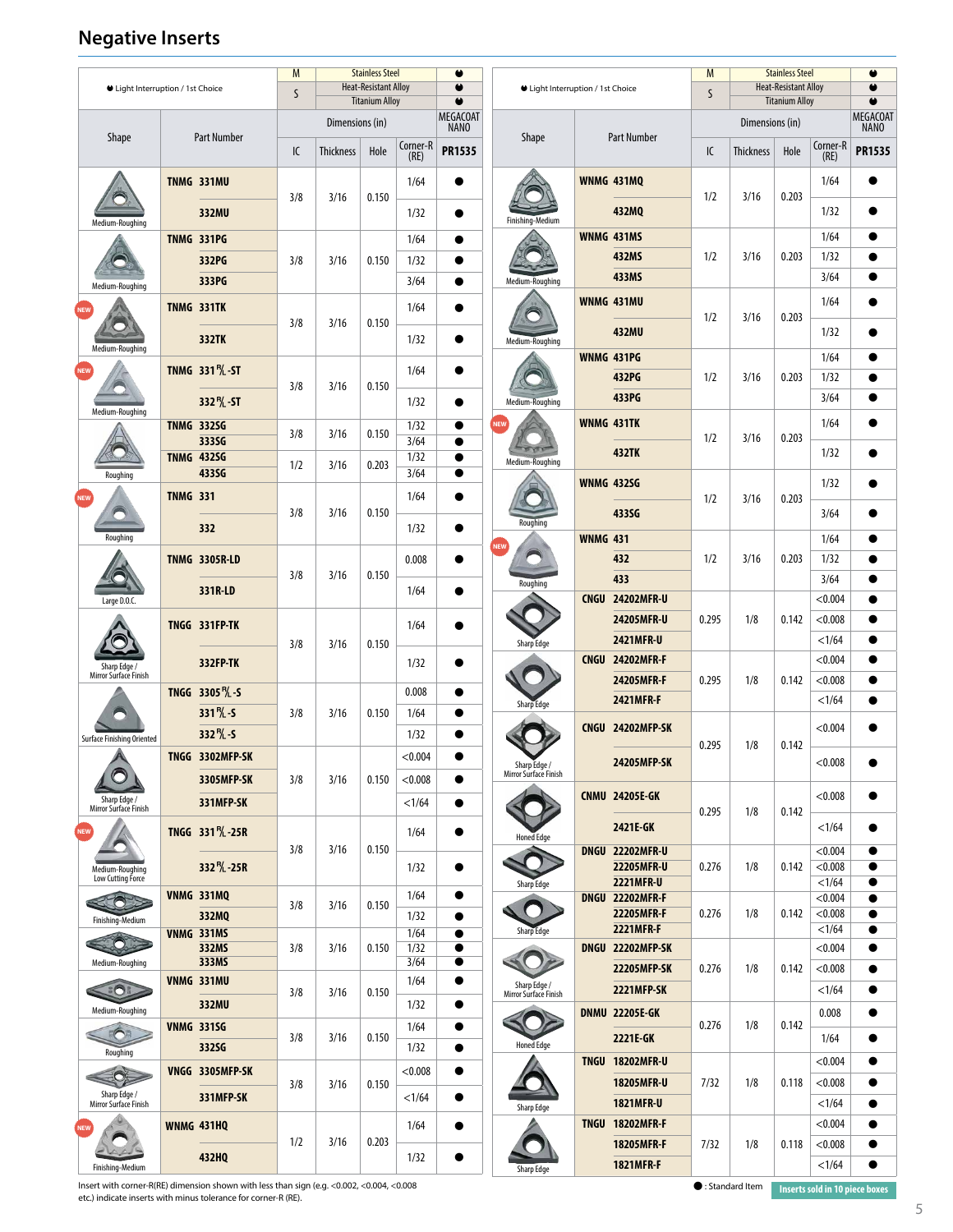# Negative Inserts

● Light Interruption / 1st Choice

| M | Stainless Steel | ● |
|---|---|---|
| S | Heat-Resistant Alloy | ● |
| | Titanium Alloy | ● |

| Shape | Part Number | IC | Thickness | Hole | Corner-R (RE) | MEGACOAT NANO PR1535 |
|---|---|---|---|---|---|---|
| Medium-Roughing | TNMG 331MU | 3/8 | 3/16 | 0.150 | 1/64 | ● |
| | 332MU | | | | 1/32 | ● |
| Medium-Roughing | TNMG 331PG | 3/8 | 3/16 | 0.150 | 1/64 | ● |
| | 332PG | | | | 1/32 | ● |
| | 333PG | | | | 3/64 | ● |
| NEW Medium-Roughing | TNMG 331TK | 3/8 | 3/16 | 0.150 | 1/64 | ● |
| | 332TK | | | | 1/32 | ● |
| NEW Medium-Roughing | TNMG 331R/L-ST | 3/8 | 3/16 | 0.150 | 1/64 | ● |
| | 332R/L-ST | | | | 1/32 | ● |
| Roughing | TNMG 332SG | 3/8 | 3/16 | 0.150 | 1/32 | ● |
| | 333SG | | | | 3/64 | ● |
| | TNMG 432SG | 1/2 | 3/16 | 0.203 | 1/32 | ● |
| | 433SG | | | | 3/64 | ● |
| NEW Roughing | TNMG 331 | 3/8 | 3/16 | 0.150 | 1/64 | ● |
| | 332 | | | | 1/32 | ● |
| Large D.O.C. | TNMG 3305R-LD | 3/8 | 3/16 | 0.150 | 0.008 | ● |
| | 331R-LD | | | | 1/64 | ● |
| Sharp Edge / Mirror Surface Finish | TNGG 331FP-TK | 3/8 | 3/16 | 0.150 | 1/64 | ● |
| | 332FP-TK | | | | 1/32 | ● |
| Surface Finishing Oriented | TNGG 3305R/L-S | 3/8 | 3/16 | 0.150 | 0.008 | ● |
| | 331R/L-S | | | | 1/64 | ● |
| | 332R/L-S | | | | 1/32 | ● |
| Sharp Edge / Mirror Surface Finish | TNGG 3302MFP-SK | 3/8 | 3/16 | 0.150 | <0.004 | ● |
| | 3305MFP-SK | | | | <0.008 | ● |
| | 331MFP-SK | | | | <1/64 | ● |
| NEW Medium-Roughing Low Cutting Force | TNGG 331R/L-25R | 3/8 | 3/16 | 0.150 | 1/64 | ● |
| | 332R/L-25R | | | | 1/32 | ● |
| Finishing-Medium | VNMG 331MQ | 3/8 | 3/16 | 0.150 | 1/64 | ● |
| | 332MQ | | | | 1/32 | ● |
| Medium-Roughing | VNMG 331MS | 3/8 | 3/16 | 0.150 | 1/64 | ● |
| | 332MS | | | | 1/32 | ● |
| | 333MS | | | | 3/64 | ● |
| Medium-Roughing | VNMG 331MU | 3/8 | 3/16 | 0.150 | 1/64 | ● |
| | 332MU | | | | 1/32 | ● |
| Roughing | VNMG 331SG | 3/8 | 3/16 | 0.150 | 1/64 | ● |
| | 332SG | | | | 1/32 | ● |
| Sharp Edge / Mirror Surface Finish | VNGG 3305MFP-SK | 3/8 | 3/16 | 0.150 | <0.008 | ● |
| | 331MFP-SK | | | | <1/64 | ● |
| NEW Finishing-Medium | WNMG 431HQ | 1/2 | 3/16 | 0.203 | 1/64 | ● |
| | 432HQ | | | | 1/32 | ● |
| Finishing-Medium | WNMG 431MQ | 1/2 | 3/16 | 0.203 | 1/64 | ● |
| | 432MQ | | | | 1/32 | ● |
| Medium-Roughing | WNMG 431MS | 1/2 | 3/16 | 0.203 | 1/64 | ● |
| | 432MS | | | | 1/32 | ● |
| | 433MS | | | | 3/64 | ● |
| Medium-Roughing | WNMG 431MU | 1/2 | 3/16 | 0.203 | 1/64 | ● |
| | 432MU | | | | 1/32 | ● |
| Medium-Roughing | WNMG 431PG | 1/2 | 3/16 | 0.203 | 1/64 | ● |
| | 432PG | | | | 1/32 | ● |
| | 433PG | | | | 3/64 | ● |
| NEW Medium-Roughing | WNMG 431TK | 1/2 | 3/16 | 0.203 | 1/64 | ● |
| | 432TK | | | | 1/32 | ● |
| Roughing | WNMG 432SG | 1/2 | 3/16 | 0.203 | 1/32 | ● |
| | 433SG | | | | 3/64 | ● |
| NEW Roughing | WNMG 431 | 1/2 | 3/16 | 0.203 | 1/64 | ● |
| | 432 | | | | 1/32 | ● |
| | 433 | | | | 3/64 | ● |
| Sharp Edge | CNGU 24202MFR-U | 0.295 | 1/8 | 0.142 | <0.004 | ● |
| | 24205MFR-U | | | | <0.008 | ● |
| | 2421MFR-U | | | | <1/64 | ● |
| Sharp Edge | CNGU 24202MFR-F | 0.295 | 1/8 | 0.142 | <0.004 | ● |
| | 24205MFR-F | | | | <0.008 | ● |
| | 2421MFR-F | | | | <1/64 | ● |
| Sharp Edge / Mirror Surface Finish | CNGU 24202MFP-SK | 0.295 | 1/8 | 0.142 | <0.004 | ● |
| | 24205MFP-SK | | | | <0.008 | ● |
| Honed Edge | CNMU 24205E-GK | 0.295 | 1/8 | 0.142 | <0.008 | ● |
| | 2421E-GK | | | | <1/64 | ● |
| Sharp Edge | DNGU 22202MFR-U | 0.276 | 1/8 | 0.142 | <0.004 | ● |
| | 22205MFR-U | | | | <0.008 | ● |
| | 2221MFR-U | | | | <1/64 | ● |
| Sharp Edge | DNGU 22202MFR-F | 0.276 | 1/8 | 0.142 | <0.004 | ● |
| | 22205MFR-F | | | | <0.008 | ● |
| | 2221MFR-F | | | | <1/64 | ● |
| Sharp Edge / Mirror Surface Finish | DNGU 22202MFP-SK | 0.276 | 1/8 | 0.142 | <0.004 | ● |
| | 22205MFP-SK | | | | <0.008 | ● |
| | 2221MFP-SK | | | | <1/64 | ● |
| Honed Edge | DNMU 22205E-GK | 0.276 | 1/8 | 0.142 | 0.008 | ● |
| | 2221E-GK | | | | 1/64 | ● |
| Sharp Edge | TNGU 18202MFR-U | 7/32 | 1/8 | 0.118 | <0.004 | ● |
| | 18205MFR-U | | | | <0.008 | ● |
| | 1821MFR-U | | | | <1/64 | ● |
| Sharp Edge | TNGU 18202MFR-F | 7/32 | 1/8 | 0.118 | <0.004 | ● |
| | 18205MFR-F | | | | <0.008 | ● |
| | 1821MFR-F | | | | <1/64 | ● |

Insert with corner-R(RE) dimension shown with less than sign (e.g. <0.002, <0.004, <0.008 etc.) indicate inserts with minus tolerance for corner-R (RE).

● : Standard Item

Inserts sold in 10 piece boxes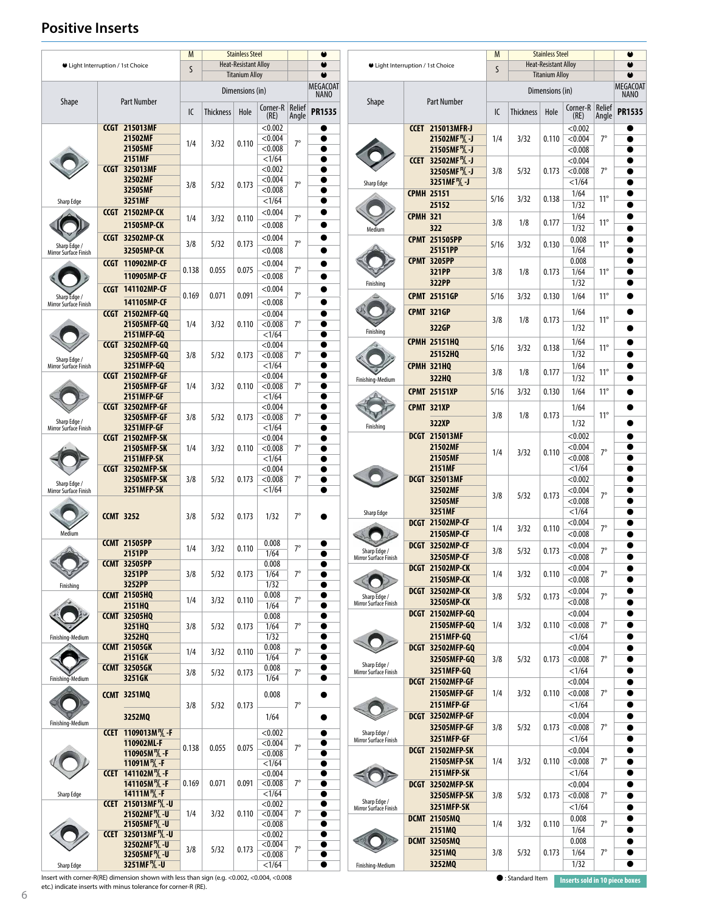# Positive Inserts

● Light Interruption / 1st Choice — M: Stainless Steel ●; S: Heat-Resistant Alloy ●, Titanium Alloy ●

| Shape | Part Number | IC | Thickness | Hole | Corner-R (RE) | Relief Angle | MEGACOAT NANO PR1535 |
|---|---|---|---|---|---|---|---|
| Sharp Edge | CCGT 215013MF | 1/4 | 3/32 | 0.110 | <0.002 | 7° | ● |
| | 21502MF | | | | <0.004 | | ● |
| | 21505MF | | | | <0.008 | | ● |
| | 2151MF | | | | <1/64 | | ● |
| | CCGT 325013MF | 3/8 | 5/32 | 0.173 | <0.002 | 7° | ● |
| | 32502MF | | | | <0.004 | | ● |
| | 32505MF | | | | <0.008 | | ● |
| | 3251MF | | | | <1/64 | | ● |
| Sharp Edge / Mirror Surface Finish | CCGT 21502MP-CK | 1/4 | 3/32 | 0.110 | <0.004 | 7° | ● |
| | 21505MP-CK | | | | <0.008 | | ● |
| | CCGT 32502MP-CK | 3/8 | 5/32 | 0.173 | <0.004 | 7° | ● |
| | 32505MP-CK | | | | <0.008 | | ● |
| Sharp Edge / Mirror Surface Finish | CCGT 110902MP-CF | 0.138 | 0.055 | 0.075 | <0.004 | 7° | ● |
| | 110905MP-CF | | | | <0.008 | | ● |
| | CCGT 141102MP-CF | 0.169 | 0.071 | 0.091 | <0.004 | 7° | ● |
| | 141105MP-CF | | | | <0.008 | | ● |
| Sharp Edge / Mirror Surface Finish | CCGT 21502MFP-GQ | 1/4 | 3/32 | 0.110 | <0.004 | 7° | ● |
| | 21505MFP-GQ | | | | <0.008 | | ● |
| | 2151MFP-GQ | | | | <1/64 | | ● |
| | CCGT 32502MFP-GQ | 3/8 | 5/32 | 0.173 | <0.004 | 7° | ● |
| | 32505MFP-GQ | | | | <0.008 | | ● |
| | 3251MFP-GQ | | | | <1/64 | | ● |
| Sharp Edge / Mirror Surface Finish | CCGT 21502MFP-GF | 1/4 | 3/32 | 0.110 | <0.004 | 7° | ● |
| | 21505MFP-GF | | | | <0.008 | | ● |
| | 2151MFP-GF | | | | <1/64 | | ● |
| | CCGT 32502MFP-GF | 3/8 | 5/32 | 0.173 | <0.004 | 7° | ● |
| | 32505MFP-GF | | | | <0.008 | | ● |
| | 3251MFP-GF | | | | <1/64 | | ● |
| Sharp Edge / Mirror Surface Finish | CCGT 21502MFP-SK | 1/4 | 3/32 | 0.110 | <0.004 | 7° | ● |
| | 21505MFP-SK | | | | <0.008 | | ● |
| | 2151MFP-SK | | | | <1/64 | | ● |
| | CCGT 32502MFP-SK | 3/8 | 5/32 | 0.173 | <0.004 | 7° | ● |
| | 32505MFP-SK | | | | <0.008 | | ● |
| | 3251MFP-SK | | | | <1/64 | | ● |
| Medium | CCMT 3252 | 3/8 | 5/32 | 0.173 | 1/32 | 7° | ● |
| Finishing | CCMT 21505PP | 1/4 | 3/32 | 0.110 | 0.008 | 7° | ● |
| | 2151PP | | | | 1/64 | | ● |
| | CCMT 32505PP | 3/8 | 5/32 | 0.173 | 0.008 | 7° | ● |
| | 3251PP | | | | 1/64 | | ● |
| | 3252PP | | | | 1/32 | | ● |
| Finishing-Medium | CCMT 21505HQ | 1/4 | 3/32 | 0.110 | 0.008 | 7° | ● |
| | 2151HQ | | | | 1/64 | | ● |
| | CCMT 32505HQ | 3/8 | 5/32 | 0.173 | 0.008 | 7° | ● |
| | 3251HQ | | | | 1/64 | | ● |
| | 3252HQ | | | | 1/32 | | ● |
| Finishing-Medium | CCMT 21505GK | 1/4 | 3/32 | 0.110 | 0.008 | 7° | ● |
| | 2151GK | | | | 1/64 | | ● |
| | CCMT 32505GK | 3/8 | 5/32 | 0.173 | 0.008 | 7° | ● |
| | 3251GK | | | | 1/64 | | ● |
| Finishing-Medium | CCMT 3251MQ | 3/8 | 5/32 | 0.173 | 0.008 | 7° | ● |
| | 3252MQ | | | | 1/64 | | ● |
| Sharp Edge | CCET 1109013MR/L-F | 0.138 | 0.055 | 0.075 | <0.002 | 7° | ● |
| | 110902ML-F | | | | <0.004 | | ● |
| | 110905MR/L-F | | | | <0.008 | | ● |
| | 11091MR/L-F | | | | <1/64 | | ● |
| | CCET 141102MR/L-F | 0.169 | 0.071 | 0.091 | <0.004 | 7° | ● |
| | 141105MR/L-F | | | | <0.008 | | ● |
| | 14111MR/L-F | | | | <1/64 | | ● |
| Sharp Edge | CCET 215013MFR/L-U | 1/4 | 3/32 | 0.110 | <0.002 | 7° | ● |
| | 21502MFR/L-U | | | | <0.004 | | ● |
| | 21505MFR/L-U | | | | <0.008 | | ● |
| | CCET 325013MFR/L-U | 3/8 | 5/32 | 0.173 | <0.002 | 7° | ● |
| | 32502MFR/L-U | | | | <0.004 | | ● |
| | 32505MFR/L-U | | | | <0.008 | | ● |
| | 3251MFR/L-U | | | | <1/64 | | ● |
| Sharp Edge | CCET 215013MFR-J | 1/4 | 3/32 | 0.110 | <0.002 | 7° | ● |
| | 21502MFR/L-J | | | | <0.004 | | ● |
| | 21505MFR/L-J | | | | <0.008 | | ● |
| | CCET 32502MFR/L-J | 3/8 | 5/32 | 0.173 | <0.004 | 7° | ● |
| | 32505MFR/L-J | | | | <0.008 | | ● |
| | 3251MFR/L-J | | | | <1/64 | | ● |
| Medium | CPMH 25151 | 5/16 | 3/32 | 0.138 | 1/64 | 11° | ● |
| | 25152 | | | | 1/32 | | ● |
| | CPMH 321 | 3/8 | 1/8 | 0.177 | 1/64 | 11° | ● |
| | 322 | | | | 1/32 | | ● |
| Finishing | CPMT 251505PP | 5/16 | 3/32 | 0.130 | 0.008 | 11° | ● |
| | 25151PP | | | | 1/64 | | ● |
| | CPMT 3205PP | 3/8 | 1/8 | 0.173 | 0.008 | 11° | ● |
| | 321PP | | | | 1/64 | | ● |
| | 322PP | | | | 1/32 | | ● |
| Finishing | CPMT 25151GP | 5/16 | 3/32 | 0.130 | 1/64 | 11° | ● |
| | CPMT 321GP | 3/8 | 1/8 | 0.173 | 1/64 | 11° | ● |
| | 322GP | | | | 1/32 | | ● |
| Finishing-Medium | CPMH 25151HQ | 5/16 | 3/32 | 0.138 | 1/64 | 11° | ● |
| | 25152HQ | | | | 1/32 | | ● |
| | CPMH 321HQ | 3/8 | 1/8 | 0.177 | 1/64 | 11° | ● |
| | 322HQ | | | | 1/32 | | ● |
| Finishing | CPMT 25151XP | 5/16 | 3/32 | 0.130 | 1/64 | 11° | ● |
| | CPMT 321XP | 3/8 | 1/8 | 0.173 | 1/64 | 11° | ● |
| | 322XP | | | | 1/32 | | ● |
| Sharp Edge | DCGT 215013MF | 1/4 | 3/32 | 0.110 | <0.002 | 7° | ● |
| | 21502MF | | | | <0.004 | | ● |
| | 21505MF | | | | <0.008 | | ● |
| | 2151MF | | | | <1/64 | | ● |
| | DCGT 325013MF | 3/8 | 5/32 | 0.173 | <0.002 | 7° | ● |
| | 32502MF | | | | <0.004 | | ● |
| | 32505MF | | | | <0.008 | | ● |
| | 3251MF | | | | <1/64 | | ● |
| Sharp Edge / Mirror Surface Finish | DCGT 21502MP-CF | 1/4 | 3/32 | 0.110 | <0.004 | 7° | ● |
| | 21505MP-CF | | | | <0.008 | | ● |
| | DCGT 32502MP-CF | 3/8 | 5/32 | 0.173 | <0.004 | 7° | ● |
| | 32505MP-CF | | | | <0.008 | | ● |
| Sharp Edge / Mirror Surface Finish | DCGT 21502MP-CK | 1/4 | 3/32 | 0.110 | <0.004 | 7° | ● |
| | 21505MP-CK | | | | <0.008 | | ● |
| | DCGT 32502MP-CK | 3/8 | 5/32 | 0.173 | <0.004 | 7° | ● |
| | 32505MP-CK | | | | <0.008 | | ● |
| Sharp Edge / Mirror Surface Finish | DCGT 21502MFP-GQ | 1/4 | 3/32 | 0.110 | <0.004 | 7° | ● |
| | 21505MFP-GQ | | | | <0.008 | | ● |
| | 2151MFP-GQ | | | | <1/64 | | ● |
| | DCGT 32502MFP-GQ | 3/8 | 5/32 | 0.173 | <0.004 | 7° | ● |
| | 32505MFP-GQ | | | | <0.008 | | ● |
| | 3251MFP-GQ | | | | <1/64 | | ● |
| Sharp Edge / Mirror Surface Finish | DCGT 21502MFP-GF | 1/4 | 3/32 | 0.110 | <0.004 | 7° | ● |
| | 21505MFP-GF | | | | <0.008 | | ● |
| | 2151MFP-GF | | | | <1/64 | | ● |
| | DCGT 32502MFP-GF | 3/8 | 5/32 | 0.173 | <0.004 | 7° | ● |
| | 32505MFP-GF | | | | <0.008 | | ● |
| | 3251MFP-GF | | | | <1/64 | | ● |
| Sharp Edge / Mirror Surface Finish | DCGT 21502MFP-SK | 1/4 | 3/32 | 0.110 | <0.004 | 7° | ● |
| | 21505MFP-SK | | | | <0.008 | | ● |
| | 2151MFP-SK | | | | <1/64 | | ● |
| | DCGT 32502MFP-SK | 3/8 | 5/32 | 0.173 | <0.004 | 7° | ● |
| | 32505MFP-SK | | | | <0.008 | | ● |
| | 3251MFP-SK | | | | <1/64 | | ● |
| Finishing-Medium | DCMT 21505MQ | 1/4 | 3/32 | 0.110 | 0.008 | 7° | ● |
| | 2151MQ | | | | 1/64 | | ● |
| | DCMT 32505MQ | 3/8 | 5/32 | 0.173 | 0.008 | 7° | ● |
| | 3251MQ | | | | 1/64 | | ● |
| | 3252MQ | | | | 1/32 | | ● |

Insert with corner-R(RE) dimension shown with less than sign (e.g. <0.002, <0.004, <0.008 etc.) indicate inserts with minus tolerance for corner-R (RE).

● : Standard Item

Inserts sold in 10 piece boxes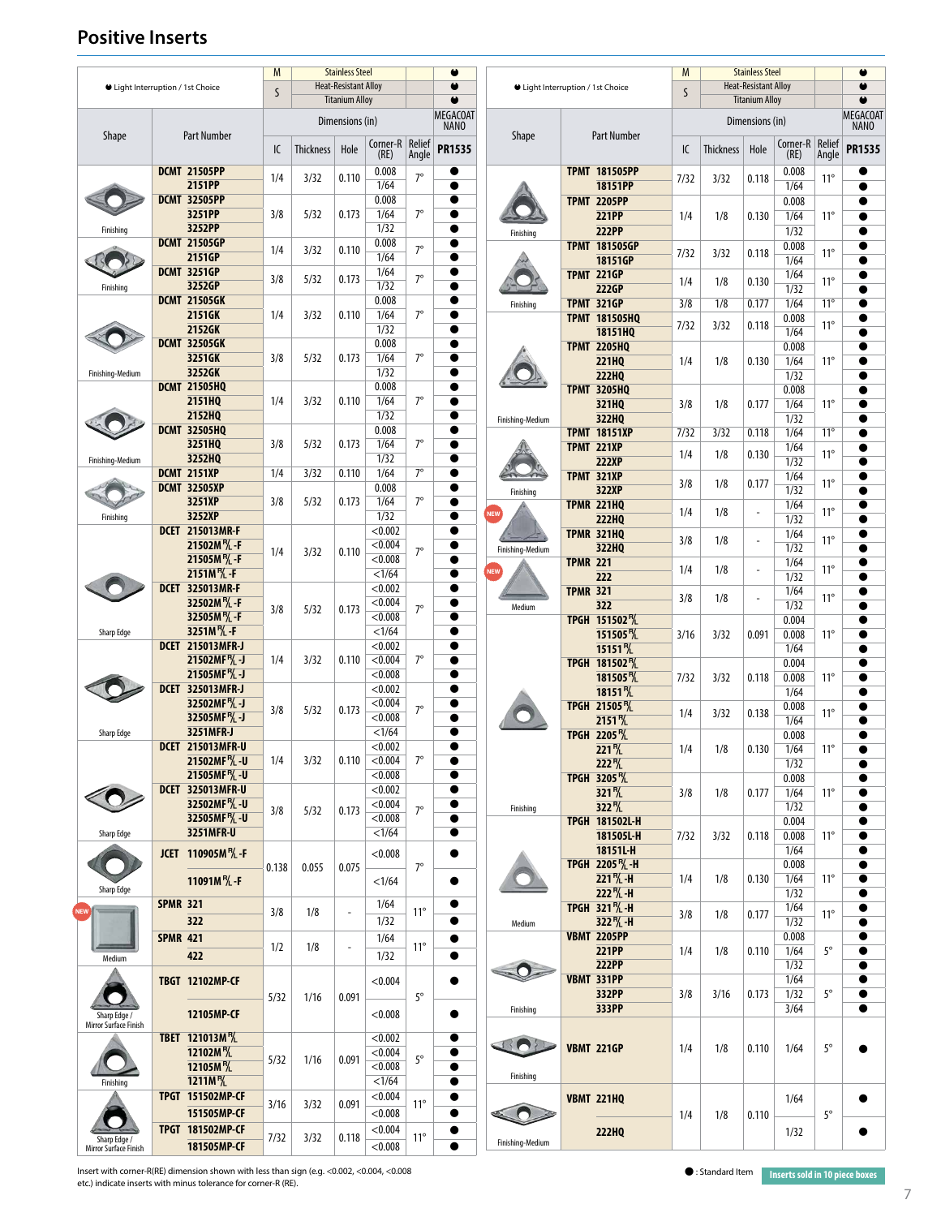# Positive Inserts

◖ Light Interruption / 1st Choice

| Shape | Part Number | IC | Thickness | Hole | Corner-R (RE) | Relief Angle | MEGACOAT NANO PR1535 |
|---|---|---|---|---|---|---|---|
| | | | | | | M: Stainless Steel | ◖ |
| | | | | | | S: Heat-Resistant Alloy | ◖ |
| | | | | | | S: Titanium Alloy | ◖ |
| Finishing | DCMT 21505PP | 1/4 | 3/32 | 0.110 | 0.008 | 7° | ● |
| | 2151PP | | | | 1/64 | | ● |
| | DCMT 32505PP | 3/8 | 5/32 | 0.173 | 0.008 | 7° | ● |
| | 3251PP | | | | 1/64 | | ● |
| | 3252PP | | | | 1/32 | | ● |
| Finishing | DCMT 21505GP | 1/4 | 3/32 | 0.110 | 0.008 | 7° | ● |
| | 2151GP | | | | 1/64 | | ● |
| | DCMT 3251GP | 3/8 | 5/32 | 0.173 | 1/64 | 7° | ● |
| | 3252GP | | | | 1/32 | | ● |
| Finishing-Medium | DCMT 21505GK | 1/4 | 3/32 | 0.110 | 0.008 | 7° | ● |
| | 2151GK | | | | 1/64 | | ● |
| | 2152GK | | | | 1/32 | | ● |
| | DCMT 32505GK | 3/8 | 5/32 | 0.173 | 0.008 | 7° | ● |
| | 3251GK | | | | 1/64 | | ● |
| | 3252GK | | | | 1/32 | | ● |
| Finishing-Medium | DCMT 21505HQ | 1/4 | 3/32 | 0.110 | 0.008 | 7° | ● |
| | 2151HQ | | | | 1/64 | | ● |
| | 2152HQ | | | | 1/32 | | ● |
| | DCMT 32505HQ | 3/8 | 5/32 | 0.173 | 0.008 | 7° | ● |
| | 3251HQ | | | | 1/64 | | ● |
| | 3252HQ | | | | 1/32 | | ● |
| Finishing | DCMT 2151XP | 1/4 | 3/32 | 0.110 | 1/64 | 7° | ● |
| | DCMT 32505XP | 3/8 | 5/32 | 0.173 | 0.008 | 7° | ● |
| | 3251XP | | | | 1/64 | | ● |
| | 3252XP | | | | 1/32 | | ● |
| Sharp Edge | DCET 215013MR-F | 1/4 | 3/32 | 0.110 | <0.002 | 7° | ● |
| | 21502MR/L-F | | | | <0.004 | | ● |
| | 21505MR/L-F | | | | <0.008 | | ● |
| | 2151MR/L-F | | | | <1/64 | | ● |
| | DCET 325013MR-F | 3/8 | 5/32 | 0.173 | <0.002 | 7° | ● |
| | 32502MR/L-F | | | | <0.004 | | ● |
| | 32505MR/L-F | | | | <0.008 | | ● |
| | 3251MR/L-F | | | | <1/64 | | ● |
| Sharp Edge | DCET 215013MFR-J | 1/4 | 3/32 | 0.110 | <0.002 | 7° | ● |
| | 21502MFR/L-J | | | | <0.004 | | ● |
| | 21505MFR/L-J | | | | <0.008 | | ● |
| | DCET 325013MFR-J | 3/8 | 5/32 | 0.173 | <0.002 | 7° | ● |
| | 32502MFR/L-J | | | | <0.004 | | ● |
| | 32505MFR/L-J | | | | <0.008 | | ● |
| | 3251MFR-J | | | | <1/64 | | ● |
| Sharp Edge | DCET 215013MFR-U | 1/4 | 3/32 | 0.110 | <0.002 | 7° | ● |
| | 21502MFR/L-U | | | | <0.004 | | ● |
| | 21505MFR/L-U | | | | <0.008 | | ● |
| | DCET 325013MFR-U | 3/8 | 5/32 | 0.173 | <0.002 | 7° | ● |
| | 32502MFR/L-U | | | | <0.004 | | ● |
| | 32505MFR/L-U | | | | <0.008 | | ● |
| | 3251MFR-U | | | | <1/64 | | ● |
| Sharp Edge | JCET 110905MR/L-F | 0.138 | 0.055 | 0.075 | <0.008 | 7° | ● |
| | 11091MR/L-F | | | | <1/64 | | ● |
| NEW Medium | SPMR 321 | 3/8 | 1/8 | - | 1/64 | 11° | ● |
| | 322 | | | | 1/32 | | ● |
| | SPMR 421 | 1/2 | 1/8 | - | 1/64 | 11° | ● |
| | 422 | | | | 1/32 | | ● |
| Sharp Edge / Mirror Surface Finish | TBGT 12102MP-CF | 5/32 | 1/16 | 0.091 | <0.004 | 5° | ● |
| | 12105MP-CF | | | | <0.008 | | ● |
| Finishing | TBET 121013MR/L | 5/32 | 1/16 | 0.091 | <0.002 | 5° | ● |
| | 12102MR/L | | | | <0.004 | | ● |
| | 12105MR/L | | | | <0.008 | | ● |
| | 1211MR/L | | | | <1/64 | | ● |
| Sharp Edge / Mirror Surface Finish | TPGT 151502MP-CF | 3/16 | 3/32 | 0.091 | <0.004 | 11° | ● |
| | 151505MP-CF | | | | <0.008 | | ● |
| | TPGT 181502MP-CF | 7/32 | 3/32 | 0.118 | <0.004 | 11° | ● |
| | 181505MP-CF | | | | <0.008 | | ● |
| Finishing | TPMT 181505PP | 7/32 | 3/32 | 0.118 | 0.008 | 11° | ● |
| | 18151PP | | | | 1/64 | | ● |
| | TPMT 2205PP | 1/4 | 1/8 | 0.130 | 0.008 | 11° | ● |
| | 221PP | | | | 1/64 | | ● |
| | 222PP | | | | 1/32 | | ● |
| Finishing | TPMT 181505GP | 7/32 | 3/32 | 0.118 | 0.008 | 11° | ● |
| | 18151GP | | | | 1/64 | | ● |
| | TPMT 221GP | 1/4 | 1/8 | 0.130 | 1/64 | 11° | ● |
| | 222GP | | | | 1/32 | | ● |
| | TPMT 321GP | 3/8 | 1/8 | 0.177 | 1/64 | 11° | ● |
| Finishing-Medium | TPMT 181505HQ | 7/32 | 3/32 | 0.118 | 0.008 | 11° | ● |
| | 18151HQ | | | | 1/64 | | ● |
| | TPMT 2205HQ | 1/4 | 1/8 | 0.130 | 0.008 | 11° | ● |
| | 221HQ | | | | 1/64 | | ● |
| | 222HQ | | | | 1/32 | | ● |
| | TPMT 3205HQ | 3/8 | 1/8 | 0.177 | 0.008 | 11° | ● |
| | 321HQ | | | | 1/64 | | ● |
| | 322HQ | | | | 1/32 | | ● |
| Finishing | TPMT 18151XP | 7/32 | 3/32 | 0.118 | 1/64 | 11° | ● |
| | TPMT 221XP | 1/4 | 1/8 | 0.130 | 1/64 | 11° | ● |
| | 222XP | | | | 1/32 | | ● |
| | TPMT 321XP | 3/8 | 1/8 | 0.177 | 1/64 | 11° | ● |
| | 322XP | | | | 1/32 | | ● |
| NEW Finishing-Medium | TPMR 221HQ | 1/4 | 1/8 | - | 1/64 | 11° | ● |
| | 222HQ | | | | 1/32 | | ● |
| | TPMR 321HQ | 3/8 | 1/8 | - | 1/64 | 11° | ● |
| | 322HQ | | | | 1/32 | | ● |
| NEW Medium | TPMR 221 | 1/4 | 1/8 | - | 1/64 | 11° | ● |
| | 222 | | | | 1/32 | | ● |
| | TPMR 321 | 3/8 | 1/8 | - | 1/64 | 11° | ● |
| | 322 | | | | 1/32 | | ● |
| Finishing | TPGH 151502R/L | 3/16 | 3/32 | 0.091 | 0.004 | 11° | ● |
| | 151505R/L | | | | 0.008 | | ● |
| | 15151R/L | | | | 1/64 | | ● |
| | TPGH 181502R/L | 7/32 | 3/32 | 0.118 | 0.004 | 11° | ● |
| | 181505R/L | | | | 0.008 | | ● |
| | 18151R/L | | | | 1/64 | | ● |
| | TPGH 21505R/L | 1/4 | 3/32 | 0.138 | 0.008 | 11° | ● |
| | 2151R/L | | | | 1/64 | | ● |
| | TPGH 2205R/L | 1/4 | 1/8 | 0.130 | 0.008 | 11° | ● |
| | 221R/L | | | | 1/64 | | ● |
| | 222R/L | | | | 1/32 | | ● |
| | TPGH 3205R/L | 3/8 | 1/8 | 0.177 | 0.008 | 11° | ● |
| | 321R/L | | | | 1/64 | | ● |
| | 322R/L | | | | 1/32 | | ● |
| Medium | TPGH 181502L-H | 7/32 | 3/32 | 0.118 | 0.004 | 11° | ● |
| | 181505L-H | | | | 0.008 | | ● |
| | 18151L-H | | | | 1/64 | | ● |
| | TPGH 2205R/L-H | 1/4 | 1/8 | 0.130 | 0.008 | 11° | ● |
| | 221R/L-H | | | | 1/64 | | ● |
| | 222R/L-H | | | | 1/32 | | ● |
| | TPGH 321R/L-H | 3/8 | 1/8 | 0.177 | 1/64 | 11° | ● |
| | 322R/L-H | | | | 1/32 | | ● |
| Finishing | VBMT 2205PP | 1/4 | 1/8 | 0.110 | 0.008 | 5° | ● |
| | 221PP | | | | 1/64 | | ● |
| | 222PP | | | | 1/32 | | ● |
| | VBMT 331PP | 3/8 | 3/16 | 0.173 | 1/64 | 5° | ● |
| | 332PP | | | | 1/32 | | ● |
| | 333PP | | | | 3/64 | | ● |
| Finishing | VBMT 221GP | 1/4 | 1/8 | 0.110 | 1/64 | 5° | ● |
| Finishing-Medium | VBMT 221HQ | 1/4 | 1/8 | 0.110 | 1/64 | 5° | ● |
| | 222HQ | | | | 1/32 | | ● |

Insert with corner-R(RE) dimension shown with less than sign (e.g. <0.002, <0.004, <0.008 etc.) indicate inserts with minus tolerance for corner-R (RE).

● : Standard Item

Inserts sold in 10 piece boxes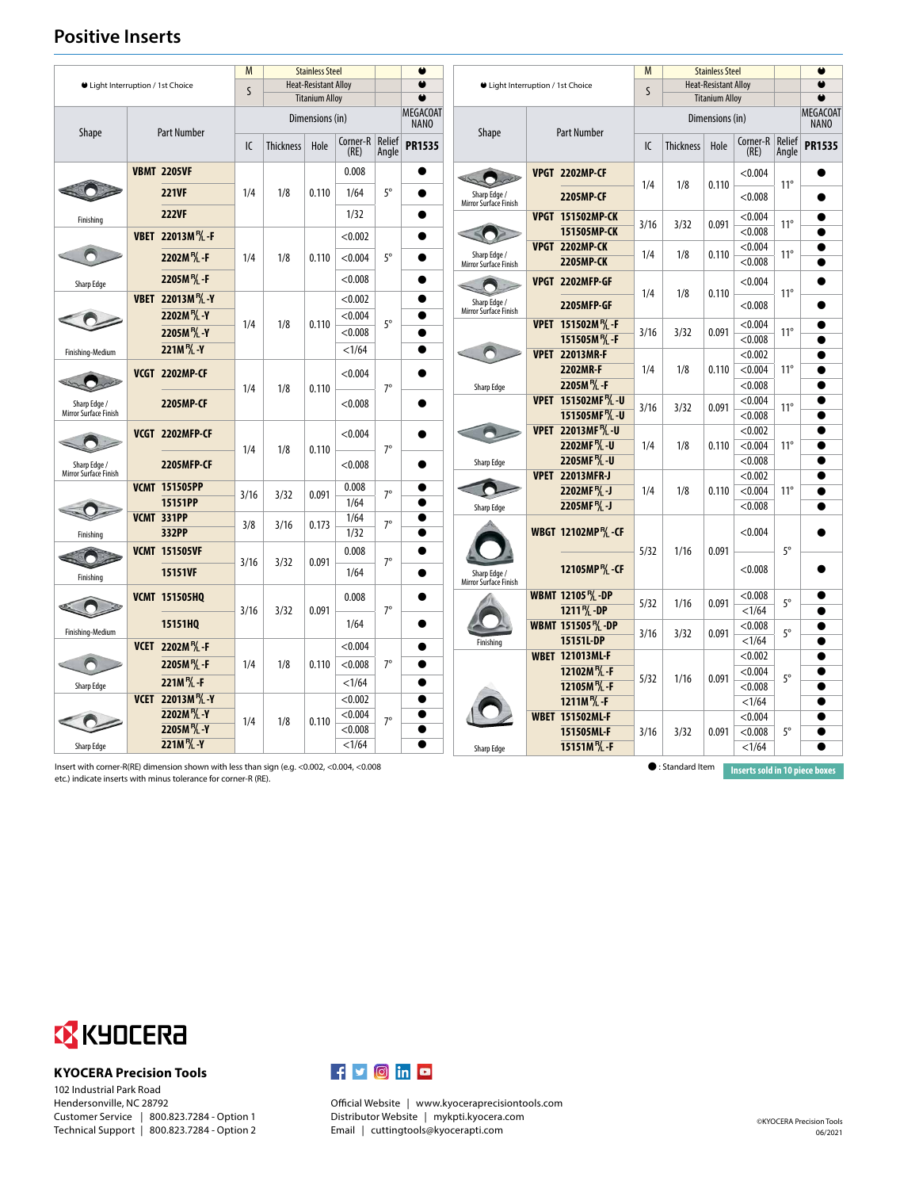# Positive Inserts

| ● Light Interruption / 1st Choice | | M / S: Stainless Steel / Heat-Resistant Alloy / Titanium Alloy | | | | | ● |
|---|---|---|---|---|---|---|---|
| Shape | Part Number | Dimensions (in) | | | | | MEGACOAT NANO |
| | | IC | Thickness | Hole | Corner-R (RE) | Relief Angle | PR1535 |
| Finishing | VBMT 2205VF | 1/4 | 1/8 | 0.110 | 0.008 | 5° | ● |
| | 221VF | | | | 1/64 | | ● |
| | 222VF | | | | 1/32 | | ● |
| Sharp Edge | VBET 22013M R/L -F | 1/4 | 1/8 | 0.110 | <0.002 | 5° | ● |
| | 2202M R/L -F | | | | <0.004 | | ● |
| | 2205M R/L -F | | | | <0.008 | | ● |
| Finishing-Medium | VBET 22013M R/L -Y | 1/4 | 1/8 | 0.110 | <0.002 | 5° | ● |
| | 2202M R/L -Y | | | | <0.004 | | ● |
| | 2205M R/L -Y | | | | <0.008 | | ● |
| | 221M R/L -Y | | | | <1/64 | | ● |
| Sharp Edge / Mirror Surface Finish | VCGT 2202MP-CF | 1/4 | 1/8 | 0.110 | <0.004 | 7° | ● |
| | 2205MP-CF | | | | <0.008 | | ● |
| Sharp Edge / Mirror Surface Finish | VCGT 2202MFP-CF | 1/4 | 1/8 | 0.110 | <0.004 | 7° | ● |
| | 2205MFP-CF | | | | <0.008 | | ● |
| Finishing | VCMT 151505PP | 3/16 | 3/32 | 0.091 | 0.008 | 7° | ● |
| | 15151PP | | | | 1/64 | | ● |
| | VCMT 331PP | 3/8 | 3/16 | 0.173 | 1/64 | 7° | ● |
| | 332PP | | | | 1/32 | | ● |
| Finishing | VCMT 151505VF | 3/16 | 3/32 | 0.091 | 0.008 | 7° | ● |
| | 15151VF | | | | 1/64 | | ● |
| Finishing-Medium | VCMT 151505HQ | 3/16 | 3/32 | 0.091 | 0.008 | 7° | ● |
| | 15151HQ | | | | 1/64 | | ● |
| Sharp Edge | VCET 2202M R/L -F | 1/4 | 1/8 | 0.110 | <0.004 | 7° | ● |
| | 2205M R/L -F | | | | <0.008 | | ● |
| | 221M R/L -F | | | | <1/64 | | ● |
| Sharp Edge | VCET 22013M R/L -Y | 1/4 | 1/8 | 0.110 | <0.002 | 7° | ● |
| | 2202M R/L -Y | | | | <0.004 | | ● |
| | 2205M R/L -Y | | | | <0.008 | | ● |
| | 221M R/L -Y | | | | <1/64 | | ● |

| ● Light Interruption / 1st Choice | | M / S: Stainless Steel / Heat-Resistant Alloy / Titanium Alloy | | | | | ● |
|---|---|---|---|---|---|---|---|
| Shape | Part Number | Dimensions (in) | | | | | MEGACOAT NANO |
| | | IC | Thickness | Hole | Corner-R (RE) | Relief Angle | PR1535 |
| Sharp Edge / Mirror Surface Finish | VPGT 2202MP-CF | 1/4 | 1/8 | 0.110 | <0.004 | 11° | ● |
| | 2205MP-CF | | | | <0.008 | | ● |
| Sharp Edge / Mirror Surface Finish | VPGT 151502MP-CK | 3/16 | 3/32 | 0.091 | <0.004 | 11° | ● |
| | 151505MP-CK | | | | <0.008 | | ● |
| | VPGT 2202MP-CK | 1/4 | 1/8 | 0.110 | <0.004 | 11° | ● |
| | 2205MP-CK | | | | <0.008 | | ● |
| Sharp Edge / Mirror Surface Finish | VPGT 2202MFP-GF | 1/4 | 1/8 | 0.110 | <0.004 | 11° | ● |
| | 2205MFP-GF | | | | <0.008 | | ● |
| Sharp Edge | VPET 151502M R/L -F | 3/16 | 3/32 | 0.091 | <0.004 | 11° | ● |
| | 151505M R/L -F | | | | <0.008 | | ● |
| | VPET 22013MR-F | 1/4 | 1/8 | 0.110 | <0.002 | 11° | ● |
| | 2202MR-F | | | | <0.004 | | ● |
| | 2205M R/L -F | | | | <0.008 | | ● |
| Sharp Edge | VPET 151502MF R/L -U | 3/16 | 3/32 | 0.091 | <0.004 | 11° | ● |
| | 151505MF R/L -U | | | | <0.008 | | ● |
| | VPET 22013MF R/L -U | 1/4 | 1/8 | 0.110 | <0.002 | 11° | ● |
| | 2202MF R/L -U | | | | <0.004 | | ● |
| | 2205MF R/L -U | | | | <0.008 | | ● |
| Sharp Edge | VPET 22013MFR-J | 1/4 | 1/8 | 0.110 | <0.002 | 11° | ● |
| | 2202MF R/L -J | | | | <0.004 | | ● |
| | 2205MF R/L -J | | | | <0.008 | | ● |
| Sharp Edge / Mirror Surface Finish | WBGT 12102MP R/L -CF | 5/32 | 1/16 | 0.091 | <0.004 | 5° | ● |
| | 12105MP R/L -CF | | | | <0.008 | | ● |
| Finishing | WBMT 12105 R/L -DP | 5/32 | 1/16 | 0.091 | <0.008 | 5° | ● |
| | 1211 R/L -DP | | | | <1/64 | | ● |
| | WBMT 151505 R/L -DP | 3/16 | 3/32 | 0.091 | <0.008 | 5° | ● |
| | 15151L-DP | | | | <1/64 | | ● |
| Sharp Edge | WBET 121013ML-F | 5/32 | 1/16 | 0.091 | <0.002 | 5° | ● |
| | 12102M R/L -F | | | | <0.004 | | ● |
| | 12105M R/L -F | | | | <0.008 | | ● |
| | 1211M R/L -F | | | | <1/64 | | ● |
| | WBET 151502ML-F | 3/16 | 3/32 | 0.091 | <0.004 | 5° | ● |
| | 151505ML-F | | | | <0.008 | | ● |
| | 15151M R/L -F | | | | <1/64 | | ● |

Insert with corner-R(RE) dimension shown with less than sign (e.g. <0.002, <0.004, <0.008 etc.) indicate inserts with minus tolerance for corner-R (RE).

● : Standard Item

Inserts sold in 10 piece boxes

KYOCERA

**KYOCERA Precision Tools**

102 Industrial Park Road
Hendersonville, NC 28792
Customer Service | 800.823.7284 - Option 1
Technical Support | 800.823.7284 - Option 2

Official Website | www.kyoceraprecisiontools.com
Distributor Website | mykpti.kyocera.com
Email | cuttingtools@kyocerapti.com

©KYOCERA Precision Tools
06/2021